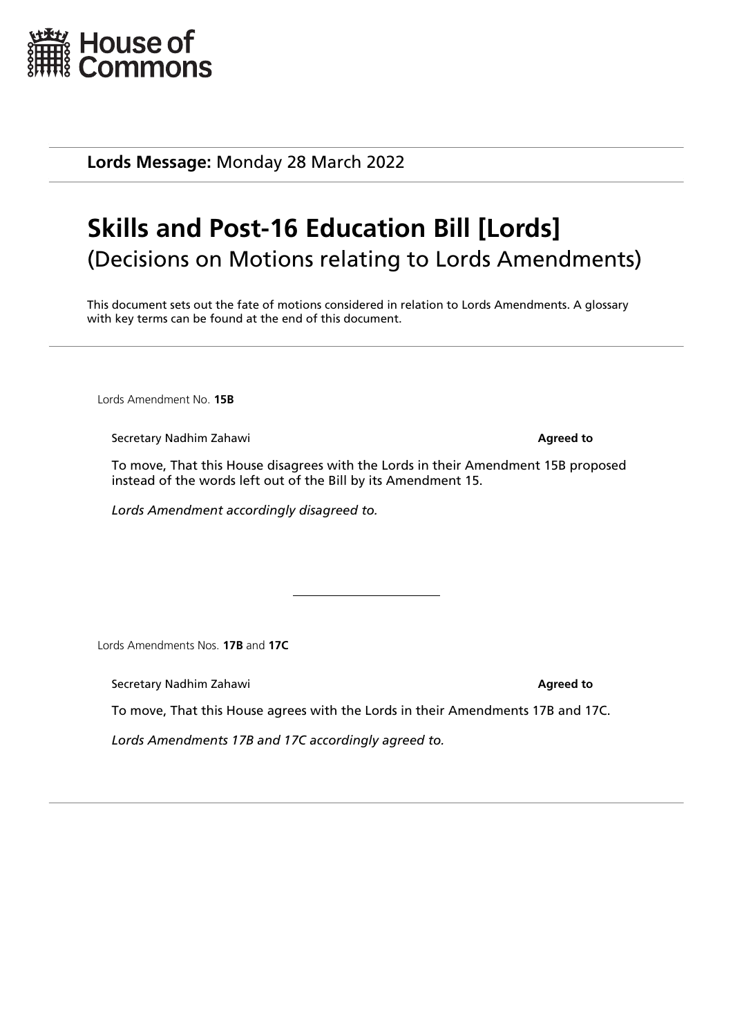House of Commons

**Lords Message:** Monday 28 March 2022

# Skills and Post-16 Education Bill [Lords]

## (Decisions on Motions relating to Lords Amendments)

This document sets out the fate of motions considered in relation to Lords Amendments. A glossary with key terms can be found at the end of this document.

---

Lords Amendment No. **15B**

Secretary Nadhim Zahawi **Agreed to**

To move, That this House disagrees with the Lords in their Amendment 15B proposed instead of the words left out of the Bill by its Amendment 15.

*Lords Amendment accordingly disagreed to.*

---

Lords Amendments Nos. **17B** and **17C**

Secretary Nadhim Zahawi **Agreed to**

To move, That this House agrees with the Lords in their Amendments 17B and 17C.

*Lords Amendments 17B and 17C accordingly agreed to.*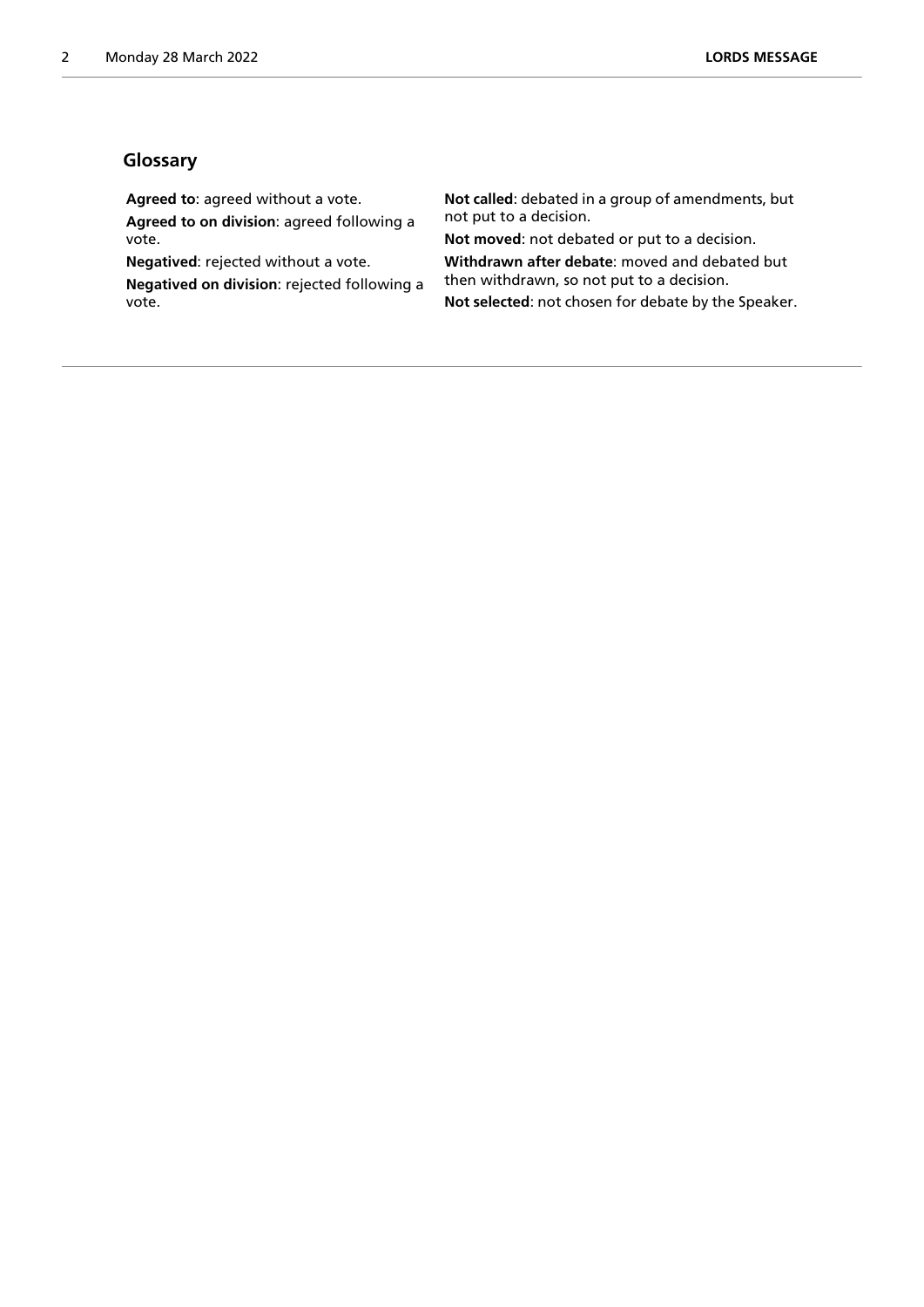## Glossary

**Agreed to**: agreed without a vote.

**Agreed to on division**: agreed following a vote.

**Negatived**: rejected without a vote.

**Negatived on division**: rejected following a vote.

**Not called**: debated in a group of amendments, but not put to a decision.

**Not moved**: not debated or put to a decision.

**Withdrawn after debate**: moved and debated but then withdrawn, so not put to a decision.

**Not selected**: not chosen for debate by the Speaker.